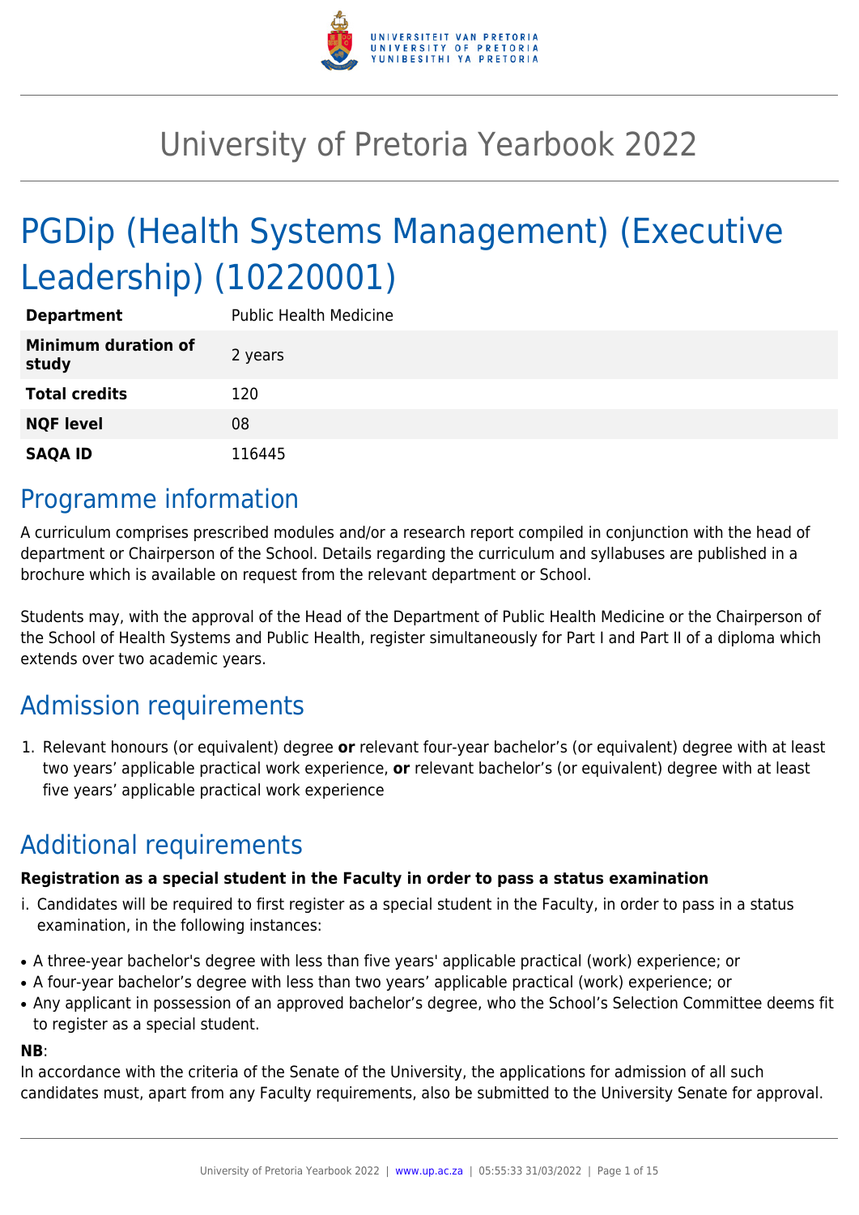# University of Pretoria Yearbook 2022

# PGDip (Health Systems Management) (Executive Leadership) (10220001)

| | |
|---|---|
| **Department** | Public Health Medicine |
| **Minimum duration of study** | 2 years |
| **Total credits** | 120 |
| **NQF level** | 08 |
| **SAQA ID** | 116445 |

## Programme information

A curriculum comprises prescribed modules and/or a research report compiled in conjunction with the head of department or Chairperson of the School. Details regarding the curriculum and syllabuses are published in a brochure which is available on request from the relevant department or School.

Students may, with the approval of the Head of the Department of Public Health Medicine or the Chairperson of the School of Health Systems and Public Health, register simultaneously for Part I and Part II of a diploma which extends over two academic years.

## Admission requirements

1. Relevant honours (or equivalent) degree **or** relevant four-year bachelor's (or equivalent) degree with at least two years' applicable practical work experience, **or** relevant bachelor's (or equivalent) degree with at least five years' applicable practical work experience

## Additional requirements

**Registration as a special student in the Faculty in order to pass a status examination**

i. Candidates will be required to first register as a special student in the Faculty, in order to pass in a status examination, in the following instances:

- A three-year bachelor's degree with less than five years' applicable practical (work) experience; or
- A four-year bachelor's degree with less than two years' applicable practical (work) experience; or
- Any applicant in possession of an approved bachelor's degree, who the School's Selection Committee deems fit to register as a special student.

**NB**:

In accordance with the criteria of the Senate of the University, the applications for admission of all such candidates must, apart from any Faculty requirements, also be submitted to the University Senate for approval.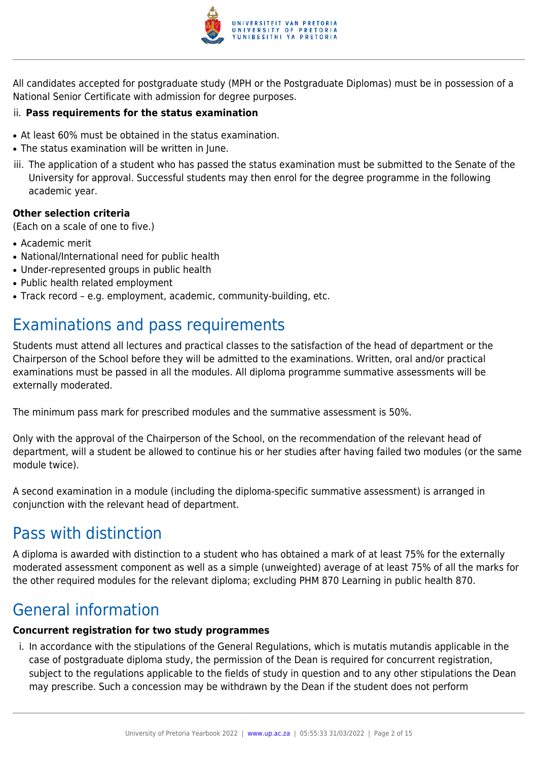All candidates accepted for postgraduate study (MPH or the Postgraduate Diplomas) must be in possession of a National Senior Certificate with admission for degree purposes.

ii. **Pass requirements for the status examination**

- At least 60% must be obtained in the status examination.
- The status examination will be written in June.

iii. The application of a student who has passed the status examination must be submitted to the Senate of the University for approval. Successful students may then enrol for the degree programme in the following academic year.

**Other selection criteria**
(Each on a scale of one to five.)

- Academic merit
- National/International need for public health
- Under-represented groups in public health
- Public health related employment
- Track record – e.g. employment, academic, community-building, etc.

# Examinations and pass requirements

Students must attend all lectures and practical classes to the satisfaction of the head of department or the Chairperson of the School before they will be admitted to the examinations. Written, oral and/or practical examinations must be passed in all the modules. All diploma programme summative assessments will be externally moderated.

The minimum pass mark for prescribed modules and the summative assessment is 50%.

Only with the approval of the Chairperson of the School, on the recommendation of the relevant head of department, will a student be allowed to continue his or her studies after having failed two modules (or the same module twice).

A second examination in a module (including the diploma-specific summative assessment) is arranged in conjunction with the relevant head of department.

# Pass with distinction

A diploma is awarded with distinction to a student who has obtained a mark of at least 75% for the externally moderated assessment component as well as a simple (unweighted) average of at least 75% of all the marks for the other required modules for the relevant diploma; excluding PHM 870 Learning in public health 870.

# General information

**Concurrent registration for two study programmes**

i. In accordance with the stipulations of the General Regulations, which is mutatis mutandis applicable in the case of postgraduate diploma study, the permission of the Dean is required for concurrent registration, subject to the regulations applicable to the fields of study in question and to any other stipulations the Dean may prescribe. Such a concession may be withdrawn by the Dean if the student does not perform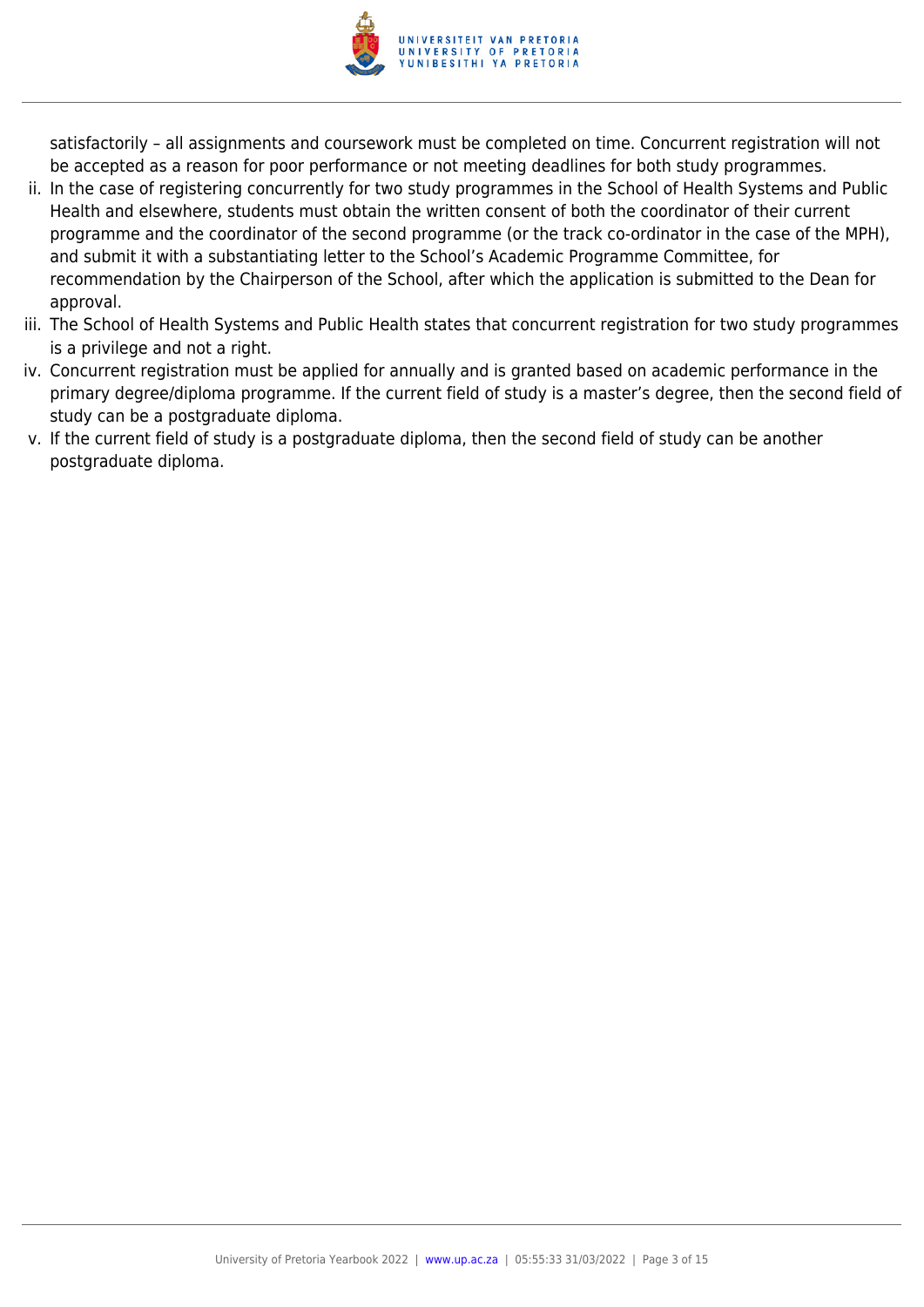satisfactorily – all assignments and coursework must be completed on time. Concurrent registration will not be accepted as a reason for poor performance or not meeting deadlines for both study programmes.

ii. In the case of registering concurrently for two study programmes in the School of Health Systems and Public Health and elsewhere, students must obtain the written consent of both the coordinator of their current programme and the coordinator of the second programme (or the track co-ordinator in the case of the MPH), and submit it with a substantiating letter to the School's Academic Programme Committee, for recommendation by the Chairperson of the School, after which the application is submitted to the Dean for approval.

iii. The School of Health Systems and Public Health states that concurrent registration for two study programmes is a privilege and not a right.

iv. Concurrent registration must be applied for annually and is granted based on academic performance in the primary degree/diploma programme. If the current field of study is a master's degree, then the second field of study can be a postgraduate diploma.

v. If the current field of study is a postgraduate diploma, then the second field of study can be another postgraduate diploma.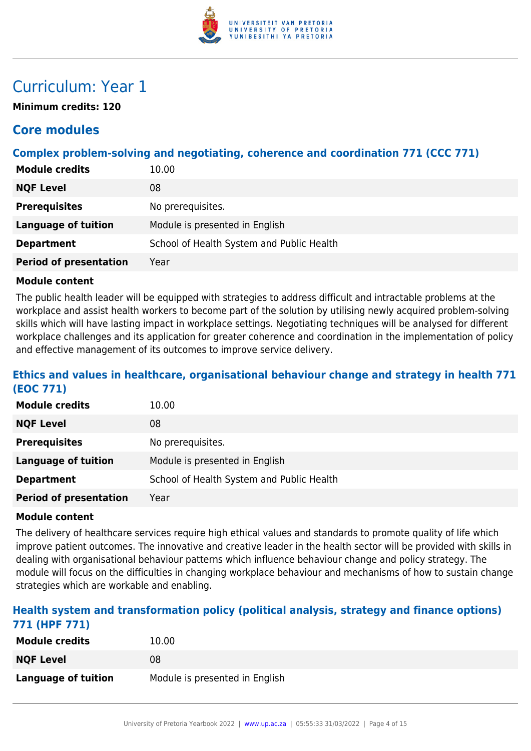# Curriculum: Year 1

**Minimum credits: 120**

## Core modules

### Complex problem-solving and negotiating, coherence and coordination 771 (CCC 771)

| | |
|---|---|
| **Module credits** | 10.00 |
| **NQF Level** | 08 |
| **Prerequisites** | No prerequisites. |
| **Language of tuition** | Module is presented in English |
| **Department** | School of Health System and Public Health |
| **Period of presentation** | Year |

**Module content**

The public health leader will be equipped with strategies to address difficult and intractable problems at the workplace and assist health workers to become part of the solution by utilising newly acquired problem-solving skills which will have lasting impact in workplace settings. Negotiating techniques will be analysed for different workplace challenges and its application for greater coherence and coordination in the implementation of policy and effective management of its outcomes to improve service delivery.

### Ethics and values in healthcare, organisational behaviour change and strategy in health 771 (EOC 771)

| | |
|---|---|
| **Module credits** | 10.00 |
| **NQF Level** | 08 |
| **Prerequisites** | No prerequisites. |
| **Language of tuition** | Module is presented in English |
| **Department** | School of Health System and Public Health |
| **Period of presentation** | Year |

**Module content**

The delivery of healthcare services require high ethical values and standards to promote quality of life which improve patient outcomes. The innovative and creative leader in the health sector will be provided with skills in dealing with organisational behaviour patterns which influence behaviour change and policy strategy. The module will focus on the difficulties in changing workplace behaviour and mechanisms of how to sustain change strategies which are workable and enabling.

### Health system and transformation policy (political analysis, strategy and finance options) 771 (HPF 771)

| | |
|---|---|
| **Module credits** | 10.00 |
| **NQF Level** | 08 |
| **Language of tuition** | Module is presented in English |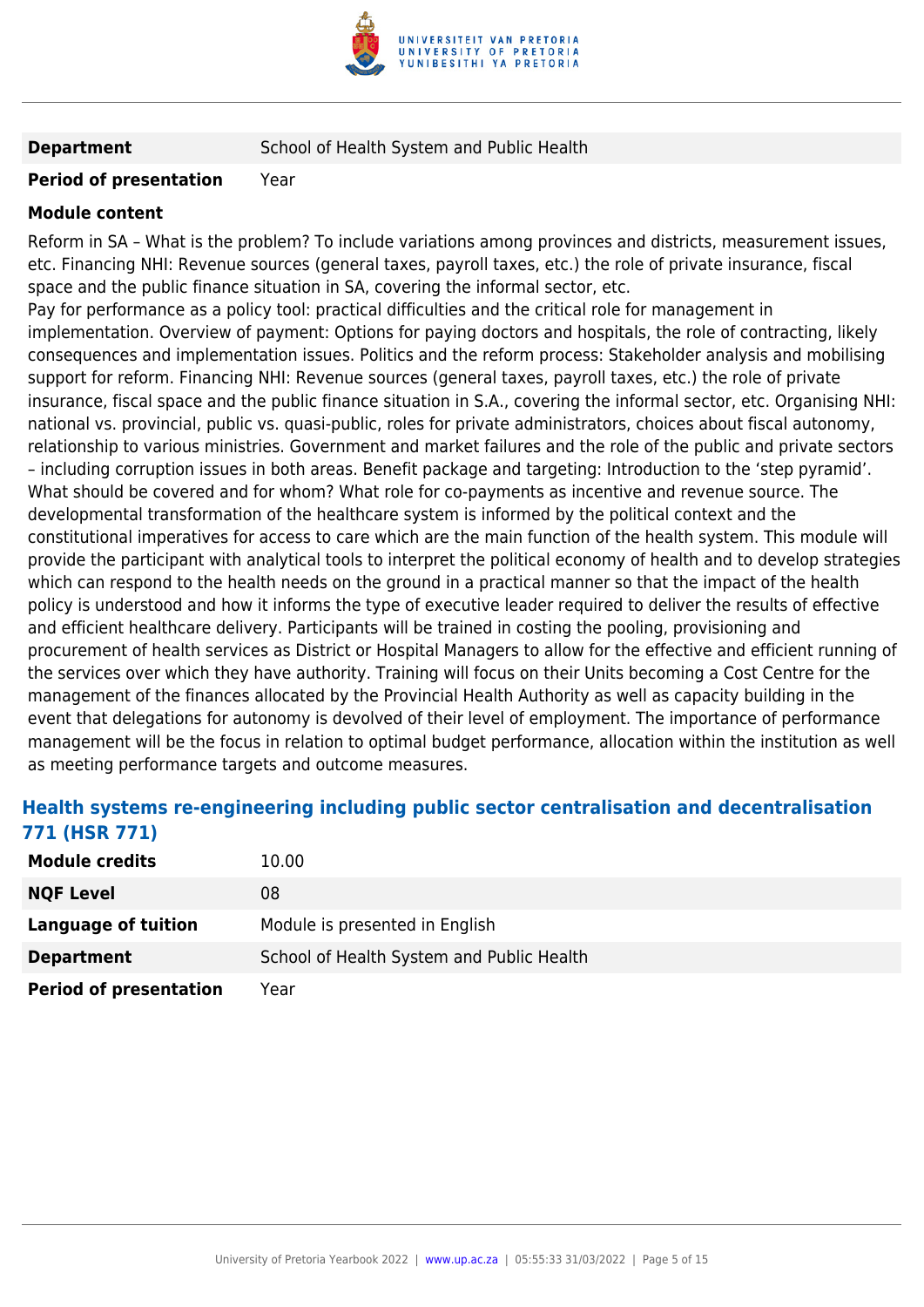| | |
|---|---|
| **Department** | School of Health System and Public Health |
| **Period of presentation** | Year |

**Module content**

Reform in SA – What is the problem? To include variations among provinces and districts, measurement issues, etc. Financing NHI: Revenue sources (general taxes, payroll taxes, etc.) the role of private insurance, fiscal space and the public finance situation in SA, covering the informal sector, etc.
Pay for performance as a policy tool: practical difficulties and the critical role for management in implementation. Overview of payment: Options for paying doctors and hospitals, the role of contracting, likely consequences and implementation issues. Politics and the reform process: Stakeholder analysis and mobilising support for reform. Financing NHI: Revenue sources (general taxes, payroll taxes, etc.) the role of private insurance, fiscal space and the public finance situation in S.A., covering the informal sector, etc. Organising NHI: national vs. provincial, public vs. quasi-public, roles for private administrators, choices about fiscal autonomy, relationship to various ministries. Government and market failures and the role of the public and private sectors – including corruption issues in both areas. Benefit package and targeting: Introduction to the 'step pyramid'. What should be covered and for whom? What role for co-payments as incentive and revenue source. The developmental transformation of the healthcare system is informed by the political context and the constitutional imperatives for access to care which are the main function of the health system. This module will provide the participant with analytical tools to interpret the political economy of health and to develop strategies which can respond to the health needs on the ground in a practical manner so that the impact of the health policy is understood and how it informs the type of executive leader required to deliver the results of effective and efficient healthcare delivery. Participants will be trained in costing the pooling, provisioning and procurement of health services as District or Hospital Managers to allow for the effective and efficient running of the services over which they have authority. Training will focus on their Units becoming a Cost Centre for the management of the finances allocated by the Provincial Health Authority as well as capacity building in the event that delegations for autonomy is devolved of their level of employment. The importance of performance management will be the focus in relation to optimal budget performance, allocation within the institution as well as meeting performance targets and outcome measures.

### Health systems re-engineering including public sector centralisation and decentralisation 771 (HSR 771)

| | |
|---|---|
| **Module credits** | 10.00 |
| **NQF Level** | 08 |
| **Language of tuition** | Module is presented in English |
| **Department** | School of Health System and Public Health |
| **Period of presentation** | Year |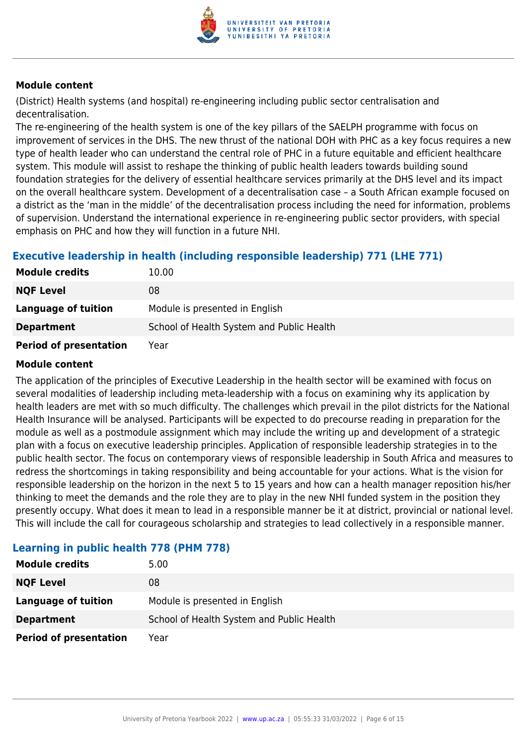**Module content**

(District) Health systems (and hospital) re-engineering including public sector centralisation and decentralisation.
The re-engineering of the health system is one of the key pillars of the SAELPH programme with focus on improvement of services in the DHS. The new thrust of the national DOH with PHC as a key focus requires a new type of health leader who can understand the central role of PHC in a future equitable and efficient healthcare system. This module will assist to reshape the thinking of public health leaders towards building sound foundation strategies for the delivery of essential healthcare services primarily at the DHS level and its impact on the overall healthcare system. Development of a decentralisation case – a South African example focused on a district as the 'man in the middle' of the decentralisation process including the need for information, problems of supervision. Understand the international experience in re-engineering public sector providers, with special emphasis on PHC and how they will function in a future NHI.

### Executive leadership in health (including responsible leadership) 771 (LHE 771)

| | |
|---|---|
| **Module credits** | 10.00 |
| **NQF Level** | 08 |
| **Language of tuition** | Module is presented in English |
| **Department** | School of Health System and Public Health |
| **Period of presentation** | Year |

**Module content**

The application of the principles of Executive Leadership in the health sector will be examined with focus on several modalities of leadership including meta-leadership with a focus on examining why its application by health leaders are met with so much difficulty. The challenges which prevail in the pilot districts for the National Health Insurance will be analysed. Participants will be expected to do precourse reading in preparation for the module as well as a postmodule assignment which may include the writing up and development of a strategic plan with a focus on executive leadership principles. Application of responsible leadership strategies in to the public health sector. The focus on contemporary views of responsible leadership in South Africa and measures to redress the shortcomings in taking responsibility and being accountable for your actions. What is the vision for responsible leadership on the horizon in the next 5 to 15 years and how can a health manager reposition his/her thinking to meet the demands and the role they are to play in the new NHI funded system in the position they presently occupy. What does it mean to lead in a responsible manner be it at district, provincial or national level. This will include the call for courageous scholarship and strategies to lead collectively in a responsible manner.

### Learning in public health 778 (PHM 778)

| | |
|---|---|
| **Module credits** | 5.00 |
| **NQF Level** | 08 |
| **Language of tuition** | Module is presented in English |
| **Department** | School of Health System and Public Health |
| **Period of presentation** | Year |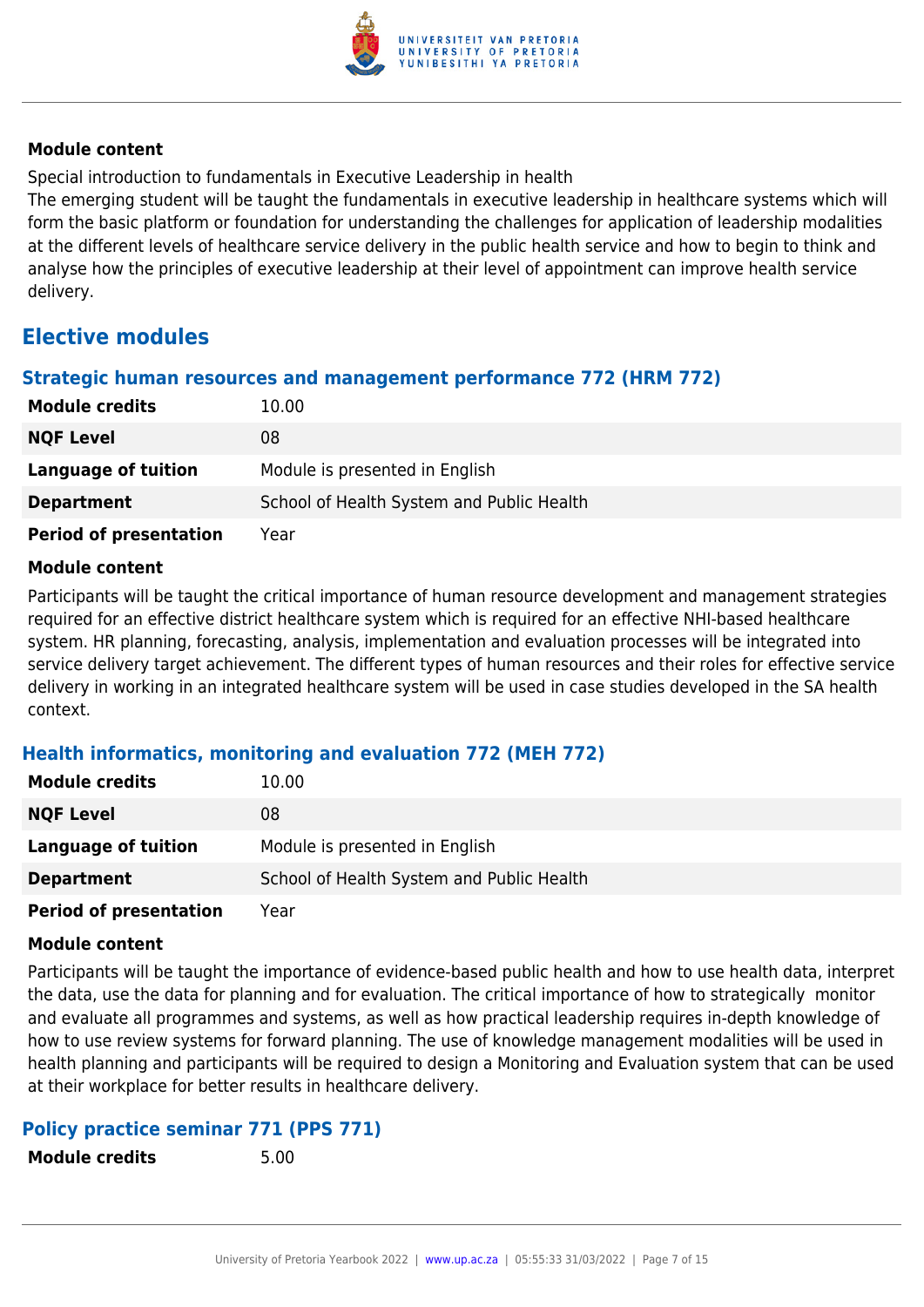**Module content**

Special introduction to fundamentals in Executive Leadership in health
The emerging student will be taught the fundamentals in executive leadership in healthcare systems which will form the basic platform or foundation for understanding the challenges for application of leadership modalities at the different levels of healthcare service delivery in the public health service and how to begin to think and analyse how the principles of executive leadership at their level of appointment can improve health service delivery.

## Elective modules

### Strategic human resources and management performance 772 (HRM 772)

| | |
|---|---|
| **Module credits** | 10.00 |
| **NQF Level** | 08 |
| **Language of tuition** | Module is presented in English |
| **Department** | School of Health System and Public Health |
| **Period of presentation** | Year |

**Module content**

Participants will be taught the critical importance of human resource development and management strategies required for an effective district healthcare system which is required for an effective NHI-based healthcare system. HR planning, forecasting, analysis, implementation and evaluation processes will be integrated into service delivery target achievement. The different types of human resources and their roles for effective service delivery in working in an integrated healthcare system will be used in case studies developed in the SA health context.

### Health informatics, monitoring and evaluation 772 (MEH 772)

| | |
|---|---|
| **Module credits** | 10.00 |
| **NQF Level** | 08 |
| **Language of tuition** | Module is presented in English |
| **Department** | School of Health System and Public Health |
| **Period of presentation** | Year |

**Module content**

Participants will be taught the importance of evidence-based public health and how to use health data, interpret the data, use the data for planning and for evaluation. The critical importance of how to strategically monitor and evaluate all programmes and systems, as well as how practical leadership requires in-depth knowledge of how to use review systems for forward planning. The use of knowledge management modalities will be used in health planning and participants will be required to design a Monitoring and Evaluation system that can be used at their workplace for better results in healthcare delivery.

### Policy practice seminar 771 (PPS 771)

| | |
|---|---|
| **Module credits** | 5.00 |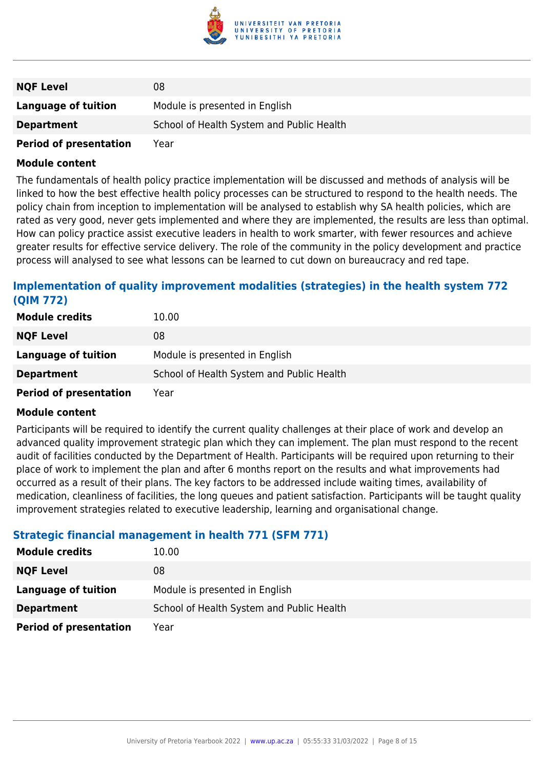| NQF Level | 08 |
| --- | --- |
| Language of tuition | Module is presented in English |
| Department | School of Health System and Public Health |
| Period of presentation | Year |

**Module content**

The fundamentals of health policy practice implementation will be discussed and methods of analysis will be linked to how the best effective health policy processes can be structured to respond to the health needs. The policy chain from inception to implementation will be analysed to establish why SA health policies, which are rated as very good, never gets implemented and where they are implemented, the results are less than optimal. How can policy practice assist executive leaders in health to work smarter, with fewer resources and achieve greater results for effective service delivery. The role of the community in the policy development and practice process will analysed to see what lessons can be learned to cut down on bureaucracy and red tape.

### Implementation of quality improvement modalities (strategies) in the health system 772 (QIM 772)

| Module credits | 10.00 |
| --- | --- |
| NQF Level | 08 |
| Language of tuition | Module is presented in English |
| Department | School of Health System and Public Health |
| Period of presentation | Year |

**Module content**

Participants will be required to identify the current quality challenges at their place of work and develop an advanced quality improvement strategic plan which they can implement. The plan must respond to the recent audit of facilities conducted by the Department of Health. Participants will be required upon returning to their place of work to implement the plan and after 6 months report on the results and what improvements had occurred as a result of their plans. The key factors to be addressed include waiting times, availability of medication, cleanliness of facilities, the long queues and patient satisfaction. Participants will be taught quality improvement strategies related to executive leadership, learning and organisational change.

### Strategic financial management in health 771 (SFM 771)

| Module credits | 10.00 |
| --- | --- |
| NQF Level | 08 |
| Language of tuition | Module is presented in English |
| Department | School of Health System and Public Health |
| Period of presentation | Year |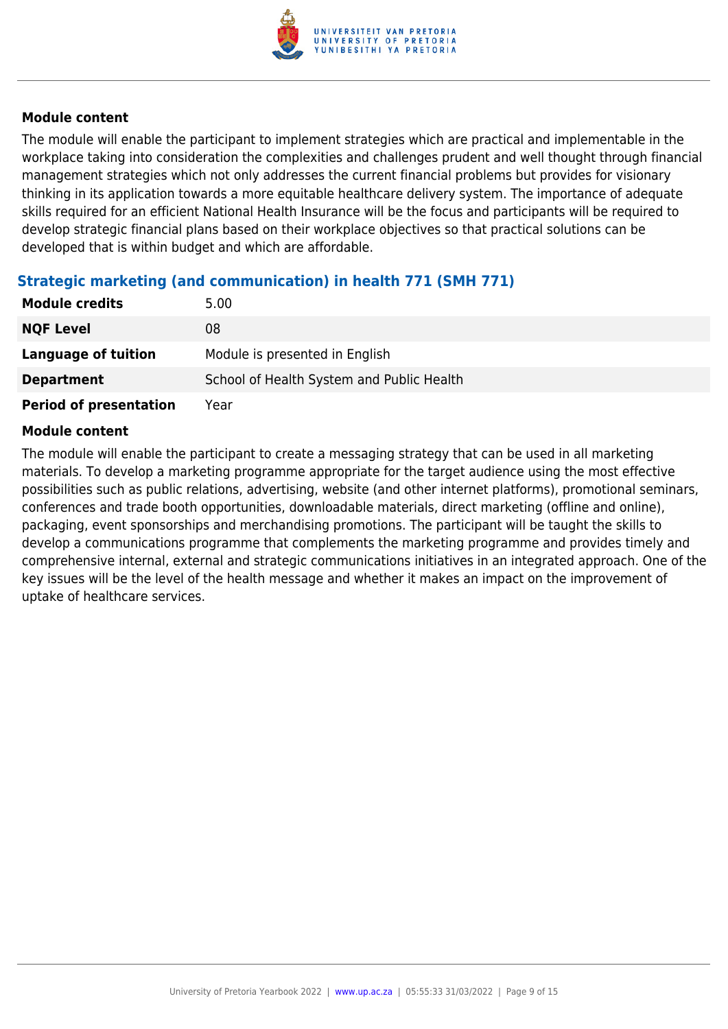#### Module content

The module will enable the participant to implement strategies which are practical and implementable in the workplace taking into consideration the complexities and challenges prudent and well thought through financial management strategies which not only addresses the current financial problems but provides for visionary thinking in its application towards a more equitable healthcare delivery system. The importance of adequate skills required for an efficient National Health Insurance will be the focus and participants will be required to develop strategic financial plans based on their workplace objectives so that practical solutions can be developed that is within budget and which are affordable.

### Strategic marketing (and communication) in health 771 (SMH 771)

| | |
|---|---|
| **Module credits** | 5.00 |
| **NQF Level** | 08 |
| **Language of tuition** | Module is presented in English |
| **Department** | School of Health System and Public Health |
| **Period of presentation** | Year |

#### Module content

The module will enable the participant to create a messaging strategy that can be used in all marketing materials. To develop a marketing programme appropriate for the target audience using the most effective possibilities such as public relations, advertising, website (and other internet platforms), promotional seminars, conferences and trade booth opportunities, downloadable materials, direct marketing (offline and online), packaging, event sponsorships and merchandising promotions. The participant will be taught the skills to develop a communications programme that complements the marketing programme and provides timely and comprehensive internal, external and strategic communications initiatives in an integrated approach. One of the key issues will be the level of the health message and whether it makes an impact on the improvement of uptake of healthcare services.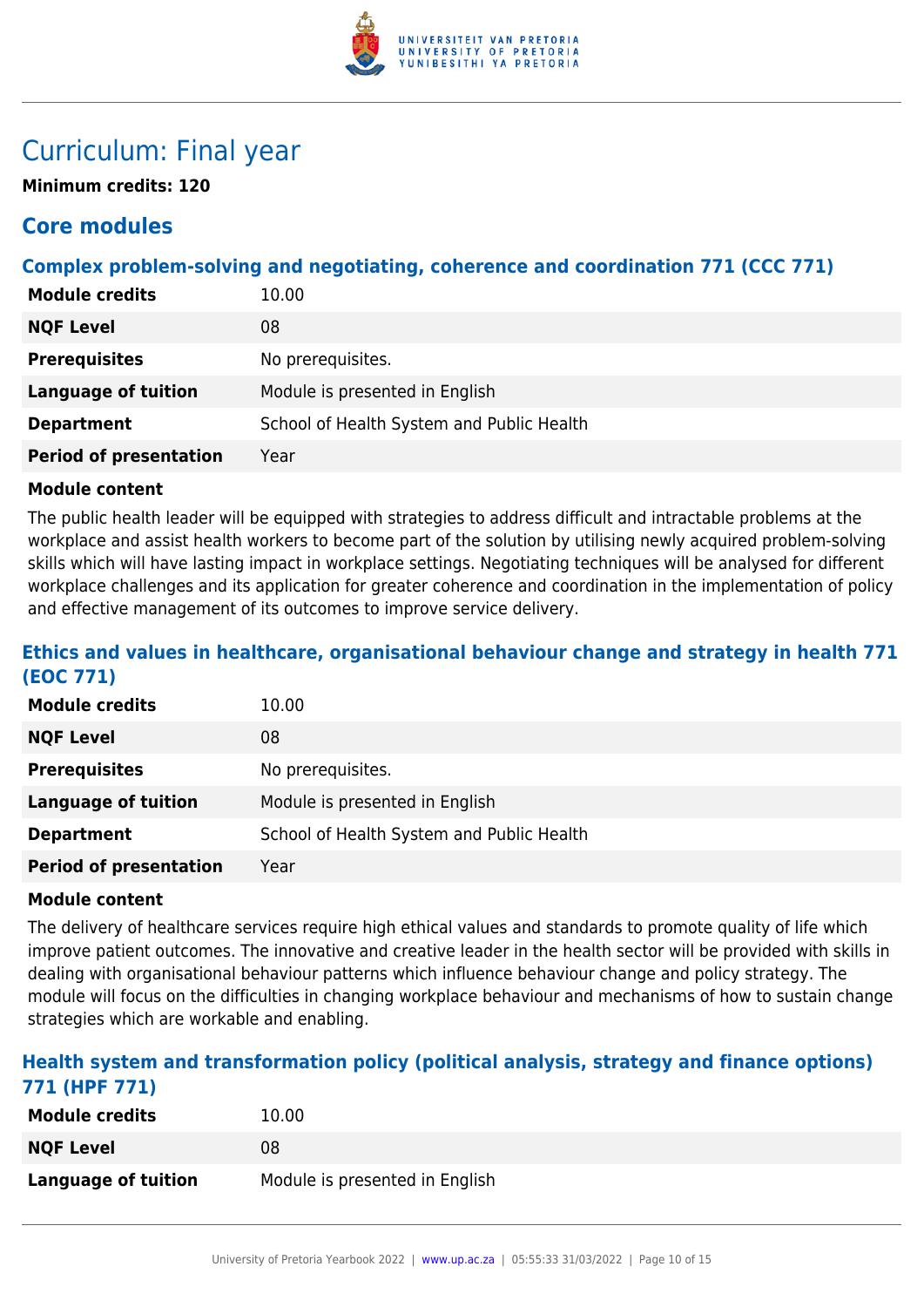# Curriculum: Final year

**Minimum credits: 120**

## Core modules

### Complex problem-solving and negotiating, coherence and coordination 771 (CCC 771)

| | |
|---|---|
| **Module credits** | 10.00 |
| **NQF Level** | 08 |
| **Prerequisites** | No prerequisites. |
| **Language of tuition** | Module is presented in English |
| **Department** | School of Health System and Public Health |
| **Period of presentation** | Year |

**Module content**

The public health leader will be equipped with strategies to address difficult and intractable problems at the workplace and assist health workers to become part of the solution by utilising newly acquired problem-solving skills which will have lasting impact in workplace settings. Negotiating techniques will be analysed for different workplace challenges and its application for greater coherence and coordination in the implementation of policy and effective management of its outcomes to improve service delivery.

### Ethics and values in healthcare, organisational behaviour change and strategy in health 771 (EOC 771)

| | |
|---|---|
| **Module credits** | 10.00 |
| **NQF Level** | 08 |
| **Prerequisites** | No prerequisites. |
| **Language of tuition** | Module is presented in English |
| **Department** | School of Health System and Public Health |
| **Period of presentation** | Year |

**Module content**

The delivery of healthcare services require high ethical values and standards to promote quality of life which improve patient outcomes. The innovative and creative leader in the health sector will be provided with skills in dealing with organisational behaviour patterns which influence behaviour change and policy strategy. The module will focus on the difficulties in changing workplace behaviour and mechanisms of how to sustain change strategies which are workable and enabling.

### Health system and transformation policy (political analysis, strategy and finance options) 771 (HPF 771)

| | |
|---|---|
| **Module credits** | 10.00 |
| **NQF Level** | 08 |
| **Language of tuition** | Module is presented in English |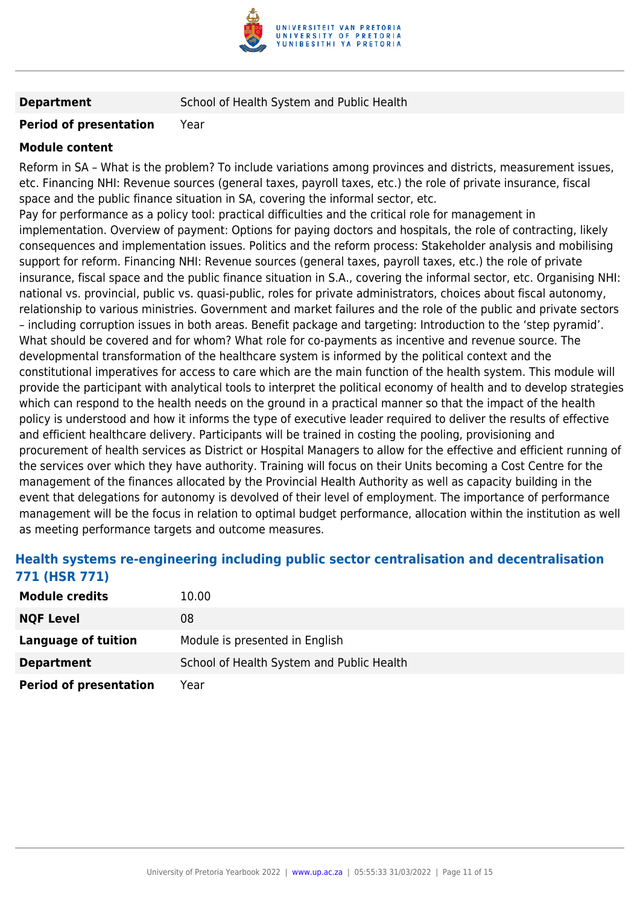| | |
|---|---|
| **Department** | School of Health System and Public Health |
| **Period of presentation** | Year |

**Module content**

Reform in SA – What is the problem? To include variations among provinces and districts, measurement issues, etc. Financing NHI: Revenue sources (general taxes, payroll taxes, etc.) the role of private insurance, fiscal space and the public finance situation in SA, covering the informal sector, etc.
Pay for performance as a policy tool: practical difficulties and the critical role for management in implementation. Overview of payment: Options for paying doctors and hospitals, the role of contracting, likely consequences and implementation issues. Politics and the reform process: Stakeholder analysis and mobilising support for reform. Financing NHI: Revenue sources (general taxes, payroll taxes, etc.) the role of private insurance, fiscal space and the public finance situation in S.A., covering the informal sector, etc. Organising NHI: national vs. provincial, public vs. quasi-public, roles for private administrators, choices about fiscal autonomy, relationship to various ministries. Government and market failures and the role of the public and private sectors – including corruption issues in both areas. Benefit package and targeting: Introduction to the 'step pyramid'. What should be covered and for whom? What role for co-payments as incentive and revenue source. The developmental transformation of the healthcare system is informed by the political context and the constitutional imperatives for access to care which are the main function of the health system. This module will provide the participant with analytical tools to interpret the political economy of health and to develop strategies which can respond to the health needs on the ground in a practical manner so that the impact of the health policy is understood and how it informs the type of executive leader required to deliver the results of effective and efficient healthcare delivery. Participants will be trained in costing the pooling, provisioning and procurement of health services as District or Hospital Managers to allow for the effective and efficient running of the services over which they have authority. Training will focus on their Units becoming a Cost Centre for the management of the finances allocated by the Provincial Health Authority as well as capacity building in the event that delegations for autonomy is devolved of their level of employment. The importance of performance management will be the focus in relation to optimal budget performance, allocation within the institution as well as meeting performance targets and outcome measures.

### Health systems re-engineering including public sector centralisation and decentralisation 771 (HSR 771)

| | |
|---|---|
| **Module credits** | 10.00 |
| **NQF Level** | 08 |
| **Language of tuition** | Module is presented in English |
| **Department** | School of Health System and Public Health |
| **Period of presentation** | Year |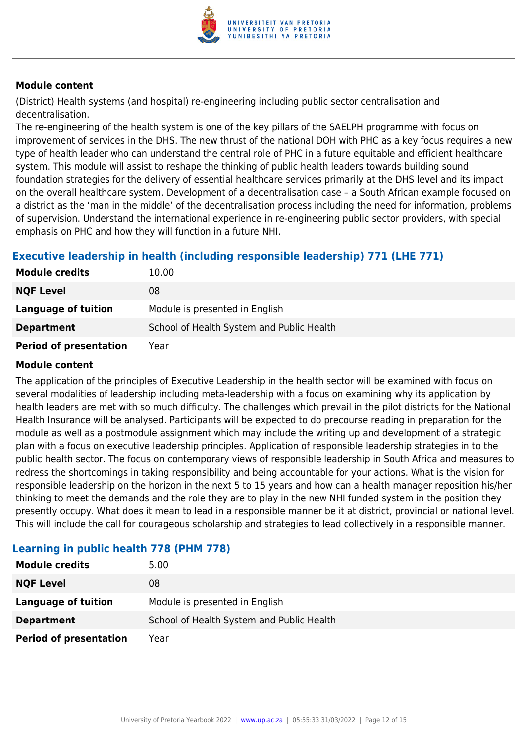#### Module content

(District) Health systems (and hospital) re-engineering including public sector centralisation and decentralisation.
The re-engineering of the health system is one of the key pillars of the SAELPH programme with focus on improvement of services in the DHS. The new thrust of the national DOH with PHC as a key focus requires a new type of health leader who can understand the central role of PHC in a future equitable and efficient healthcare system. This module will assist to reshape the thinking of public health leaders towards building sound foundation strategies for the delivery of essential healthcare services primarily at the DHS level and its impact on the overall healthcare system. Development of a decentralisation case – a South African example focused on a district as the 'man in the middle' of the decentralisation process including the need for information, problems of supervision. Understand the international experience in re-engineering public sector providers, with special emphasis on PHC and how they will function in a future NHI.

### Executive leadership in health (including responsible leadership) 771 (LHE 771)

| | |
|---|---|
| **Module credits** | 10.00 |
| **NQF Level** | 08 |
| **Language of tuition** | Module is presented in English |
| **Department** | School of Health System and Public Health |
| **Period of presentation** | Year |

#### Module content

The application of the principles of Executive Leadership in the health sector will be examined with focus on several modalities of leadership including meta-leadership with a focus on examining why its application by health leaders are met with so much difficulty. The challenges which prevail in the pilot districts for the National Health Insurance will be analysed. Participants will be expected to do precourse reading in preparation for the module as well as a postmodule assignment which may include the writing up and development of a strategic plan with a focus on executive leadership principles. Application of responsible leadership strategies in to the public health sector. The focus on contemporary views of responsible leadership in South Africa and measures to redress the shortcomings in taking responsibility and being accountable for your actions. What is the vision for responsible leadership on the horizon in the next 5 to 15 years and how can a health manager reposition his/her thinking to meet the demands and the role they are to play in the new NHI funded system in the position they presently occupy. What does it mean to lead in a responsible manner be it at district, provincial or national level. This will include the call for courageous scholarship and strategies to lead collectively in a responsible manner.

### Learning in public health 778 (PHM 778)

| | |
|---|---|
| **Module credits** | 5.00 |
| **NQF Level** | 08 |
| **Language of tuition** | Module is presented in English |
| **Department** | School of Health System and Public Health |
| **Period of presentation** | Year |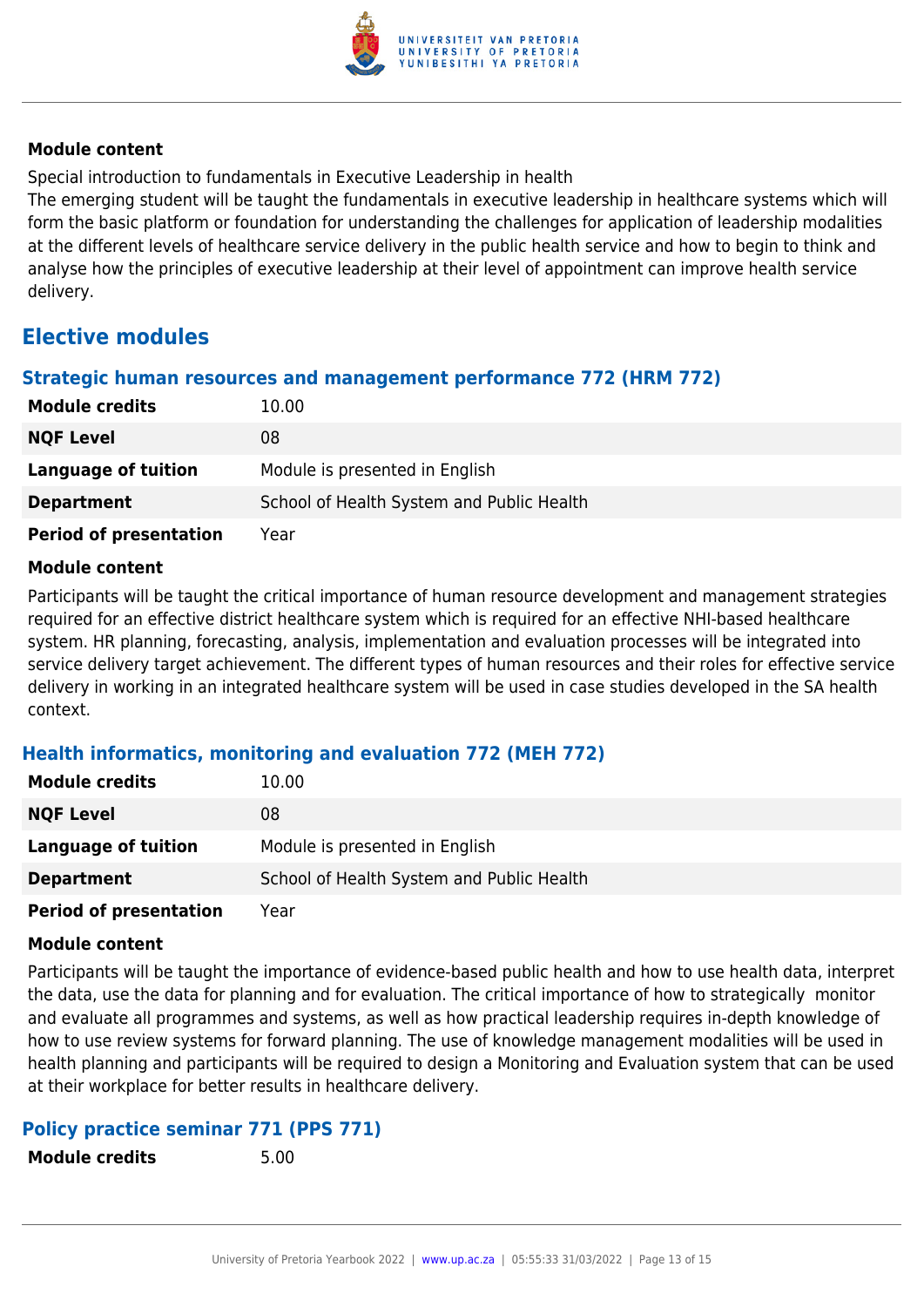**Module content**

Special introduction to fundamentals in Executive Leadership in health

The emerging student will be taught the fundamentals in executive leadership in healthcare systems which will form the basic platform or foundation for understanding the challenges for application of leadership modalities at the different levels of healthcare service delivery in the public health service and how to begin to think and analyse how the principles of executive leadership at their level of appointment can improve health service delivery.

## Elective modules

### Strategic human resources and management performance 772 (HRM 772)

| | |
|---|---|
| **Module credits** | 10.00 |
| **NQF Level** | 08 |
| **Language of tuition** | Module is presented in English |
| **Department** | School of Health System and Public Health |
| **Period of presentation** | Year |

**Module content**

Participants will be taught the critical importance of human resource development and management strategies required for an effective district healthcare system which is required for an effective NHI-based healthcare system. HR planning, forecasting, analysis, implementation and evaluation processes will be integrated into service delivery target achievement. The different types of human resources and their roles for effective service delivery in working in an integrated healthcare system will be used in case studies developed in the SA health context.

### Health informatics, monitoring and evaluation 772 (MEH 772)

| | |
|---|---|
| **Module credits** | 10.00 |
| **NQF Level** | 08 |
| **Language of tuition** | Module is presented in English |
| **Department** | School of Health System and Public Health |
| **Period of presentation** | Year |

**Module content**

Participants will be taught the importance of evidence-based public health and how to use health data, interpret the data, use the data for planning and for evaluation. The critical importance of how to strategically monitor and evaluate all programmes and systems, as well as how practical leadership requires in-depth knowledge of how to use review systems for forward planning. The use of knowledge management modalities will be used in health planning and participants will be required to design a Monitoring and Evaluation system that can be used at their workplace for better results in healthcare delivery.

### Policy practice seminar 771 (PPS 771)

| | |
|---|---|
| **Module credits** | 5.00 |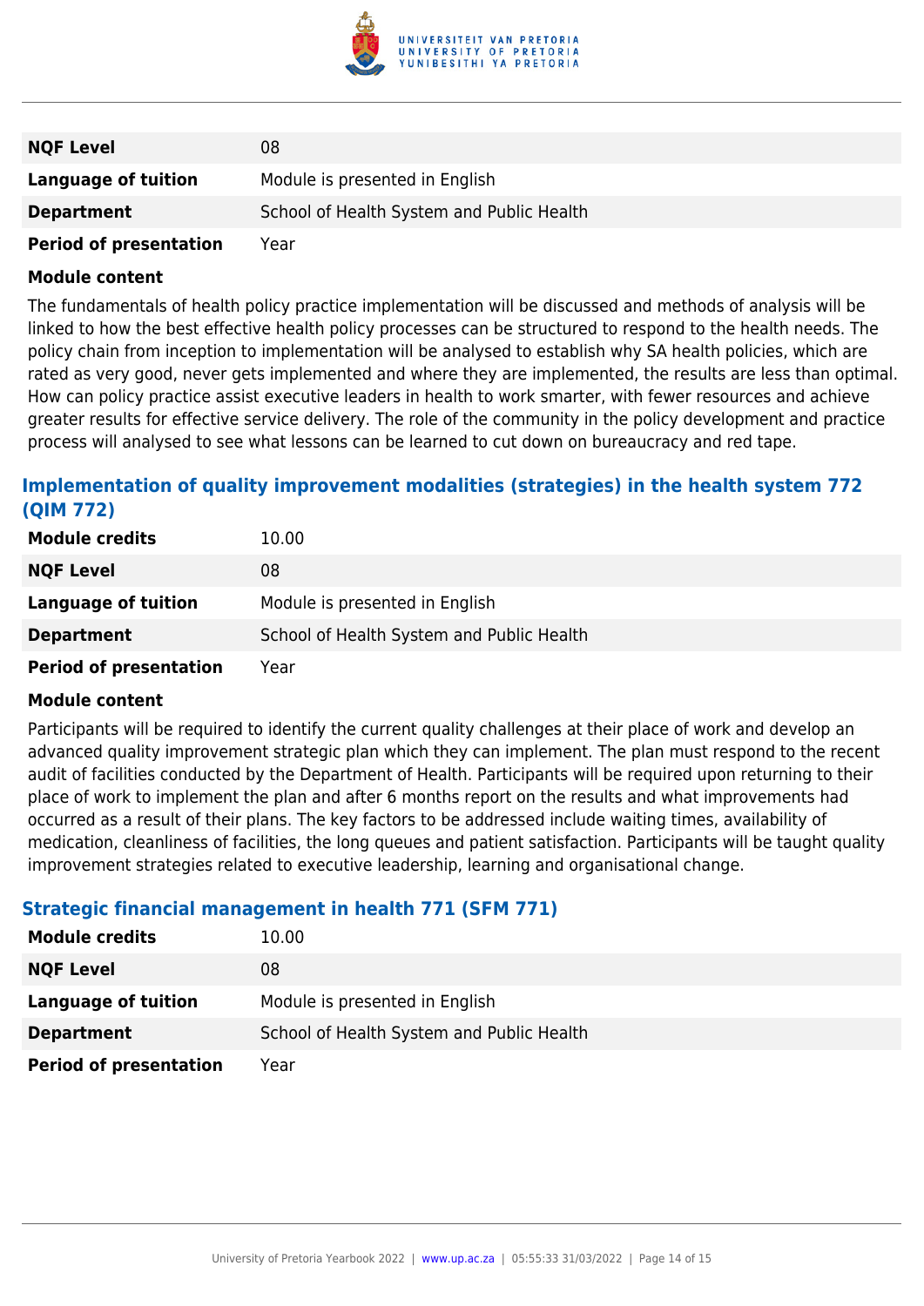| | |
|---|---|
| **NQF Level** | 08 |
| **Language of tuition** | Module is presented in English |
| **Department** | School of Health System and Public Health |
| **Period of presentation** | Year |

**Module content**

The fundamentals of health policy practice implementation will be discussed and methods of analysis will be linked to how the best effective health policy processes can be structured to respond to the health needs. The policy chain from inception to implementation will be analysed to establish why SA health policies, which are rated as very good, never gets implemented and where they are implemented, the results are less than optimal. How can policy practice assist executive leaders in health to work smarter, with fewer resources and achieve greater results for effective service delivery. The role of the community in the policy development and practice process will analysed to see what lessons can be learned to cut down on bureaucracy and red tape.

### Implementation of quality improvement modalities (strategies) in the health system 772 (QIM 772)

| | |
|---|---|
| **Module credits** | 10.00 |
| **NQF Level** | 08 |
| **Language of tuition** | Module is presented in English |
| **Department** | School of Health System and Public Health |
| **Period of presentation** | Year |

**Module content**

Participants will be required to identify the current quality challenges at their place of work and develop an advanced quality improvement strategic plan which they can implement. The plan must respond to the recent audit of facilities conducted by the Department of Health. Participants will be required upon returning to their place of work to implement the plan and after 6 months report on the results and what improvements had occurred as a result of their plans. The key factors to be addressed include waiting times, availability of medication, cleanliness of facilities, the long queues and patient satisfaction. Participants will be taught quality improvement strategies related to executive leadership, learning and organisational change.

### Strategic financial management in health 771 (SFM 771)

| | |
|---|---|
| **Module credits** | 10.00 |
| **NQF Level** | 08 |
| **Language of tuition** | Module is presented in English |
| **Department** | School of Health System and Public Health |
| **Period of presentation** | Year |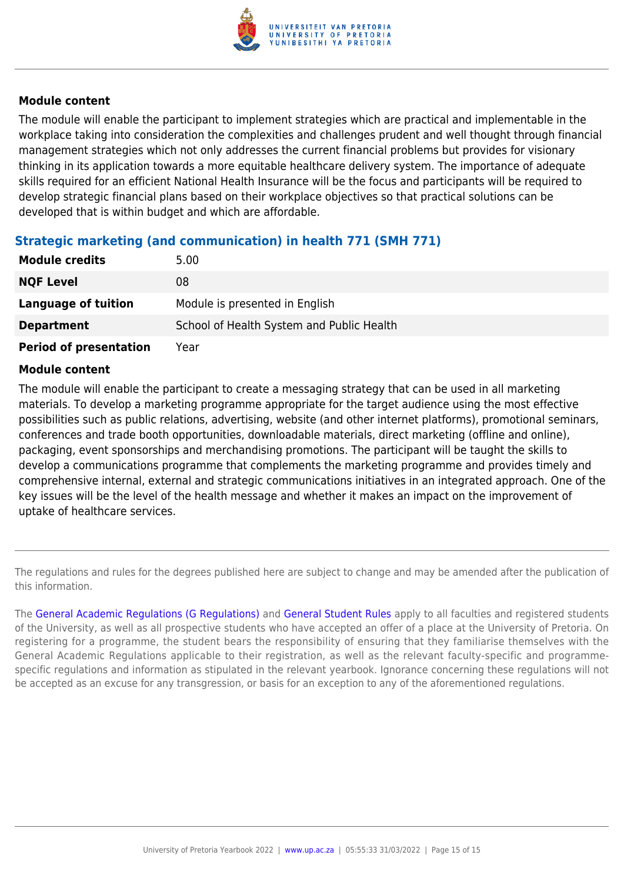**Module content**

The module will enable the participant to implement strategies which are practical and implementable in the workplace taking into consideration the complexities and challenges prudent and well thought through financial management strategies which not only addresses the current financial problems but provides for visionary thinking in its application towards a more equitable healthcare delivery system. The importance of adequate skills required for an efficient National Health Insurance will be the focus and participants will be required to develop strategic financial plans based on their workplace objectives so that practical solutions can be developed that is within budget and which are affordable.

### Strategic marketing (and communication) in health 771 (SMH 771)

| | |
|---|---|
| **Module credits** | 5.00 |
| **NQF Level** | 08 |
| **Language of tuition** | Module is presented in English |
| **Department** | School of Health System and Public Health |
| **Period of presentation** | Year |

**Module content**

The module will enable the participant to create a messaging strategy that can be used in all marketing materials. To develop a marketing programme appropriate for the target audience using the most effective possibilities such as public relations, advertising, website (and other internet platforms), promotional seminars, conferences and trade booth opportunities, downloadable materials, direct marketing (offline and online), packaging, event sponsorships and merchandising promotions. The participant will be taught the skills to develop a communications programme that complements the marketing programme and provides timely and comprehensive internal, external and strategic communications initiatives in an integrated approach. One of the key issues will be the level of the health message and whether it makes an impact on the improvement of uptake of healthcare services.

---

The regulations and rules for the degrees published here are subject to change and may be amended after the publication of this information.

The General Academic Regulations (G Regulations) and General Student Rules apply to all faculties and registered students of the University, as well as all prospective students who have accepted an offer of a place at the University of Pretoria. On registering for a programme, the student bears the responsibility of ensuring that they familiarise themselves with the General Academic Regulations applicable to their registration, as well as the relevant faculty-specific and programme-specific regulations and information as stipulated in the relevant yearbook. Ignorance concerning these regulations will not be accepted as an excuse for any transgression, or basis for an exception to any of the aforementioned regulations.